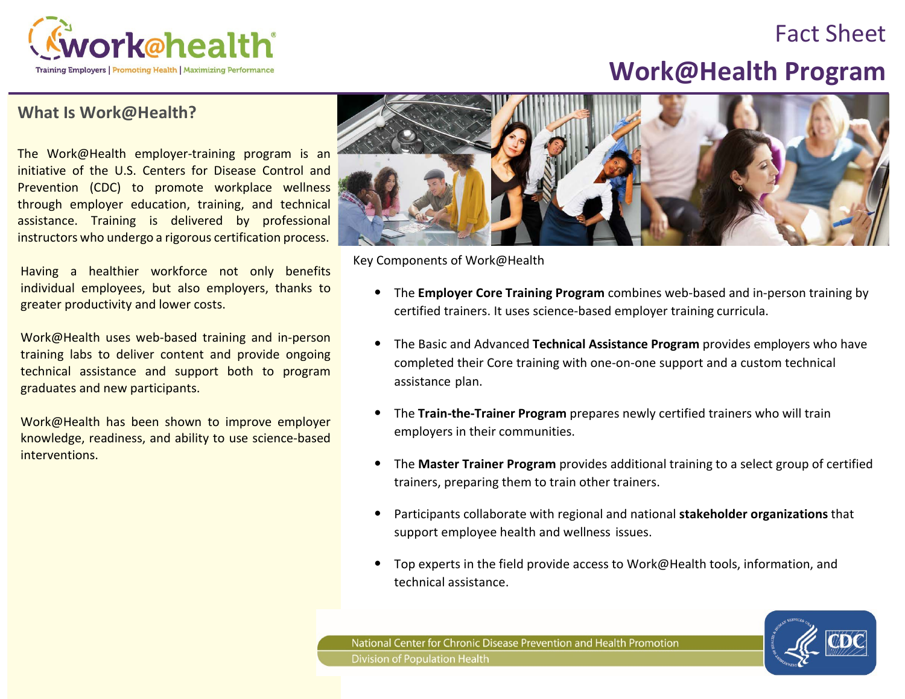# Fact Sheet

# Work@Health Program

## What Is Work@Health?

The Work@Health employer-training program is an initiative of the U.S. Centers for Disease Control and Prevention (CDC) to promote workplace wellness through employer education, training, and technical assistance. Training is delivered by professional instructors who undergo a rigorous certification process.

Having a healthier workforce not only benefits individual employees, but also employers, thanks to greater productivity and lower costs.

Work@Health uses web-based training and in-person training labs to deliver content and provide ongoing technical assistance and support both to program graduates and new participants.

Work@Health has been shown to improve employer knowledge, readiness, and ability to use science-based interventions.

Key Components of Work@Health

- The **Employer Core Training Program** combines web-based and in-person training by certified trainers. It uses science-based employer training curricula.
- The Basic and Advanced **Technical Assistance Program** provides employers who have completed their Core training with one-on-one support and a custom technical assistance plan.
- The **Train-the-Trainer Program** prepares newly certified trainers who will train employers in their communities.
- The **Master Trainer Program** provides additional training to a select group of certified trainers, preparing them to train other trainers.
- Participants collaborate with regional and national **stakeholder organizations** that support employee health and wellness issues.
- Top experts in the field provide access to Work@Health tools, information, and technical assistance.

National Center for Chronic Disease Prevention and Health Promotion
Division of Population Health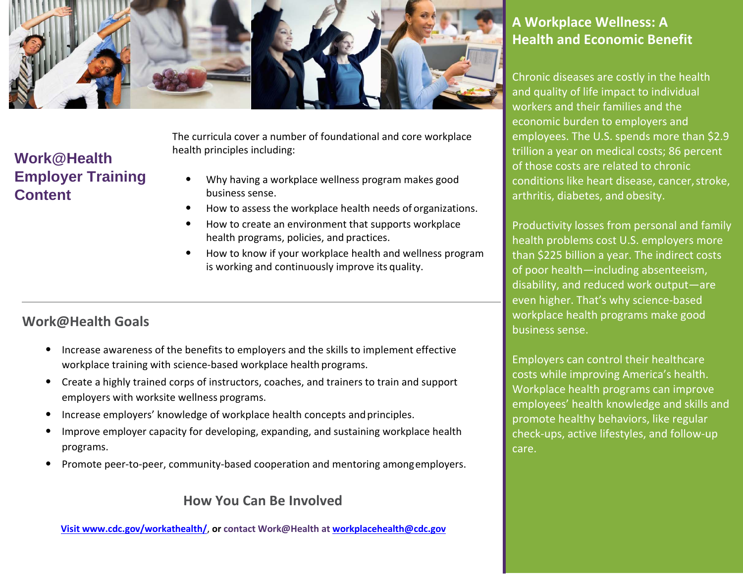## Work@Health Employer Training Content

The curricula cover a number of foundational and core workplace health principles including:

- Why having a workplace wellness program makes good business sense.
- How to assess the workplace health needs of organizations.
- How to create an environment that supports workplace health programs, policies, and practices.
- How to know if your workplace health and wellness program is working and continuously improve its quality.

## Work@Health Goals

- Increase awareness of the benefits to employers and the skills to implement effective workplace training with science-based workplace health programs.
- Create a highly trained corps of instructors, coaches, and trainers to train and support employers with worksite wellness programs.
- Increase employers' knowledge of workplace health concepts and principles.
- Improve employer capacity for developing, expanding, and sustaining workplace health programs.
- Promote peer-to-peer, community-based cooperation and mentoring among employers.

## How You Can Be Involved

**Visit www.cdc.gov/workathealth/, or contact Work@Health at workplacehealth@cdc.gov**

## A Workplace Wellness: A Health and Economic Benefit

Chronic diseases are costly in the health and quality of life impact to individual workers and their families and the economic burden to employers and employees. The U.S. spends more than $2.9 trillion a year on medical costs; 86 percent of those costs are related to chronic conditions like heart disease, cancer, stroke, arthritis, diabetes, and obesity.

Productivity losses from personal and family health problems cost U.S. employers more than $225 billion a year. The indirect costs of poor health—including absenteeism, disability, and reduced work output—are even higher. That's why science-based workplace health programs make good business sense.

Employers can control their healthcare costs while improving America's health. Workplace health programs can improve employees' health knowledge and skills and promote healthy behaviors, like regular check-ups, active lifestyles, and follow-up care.